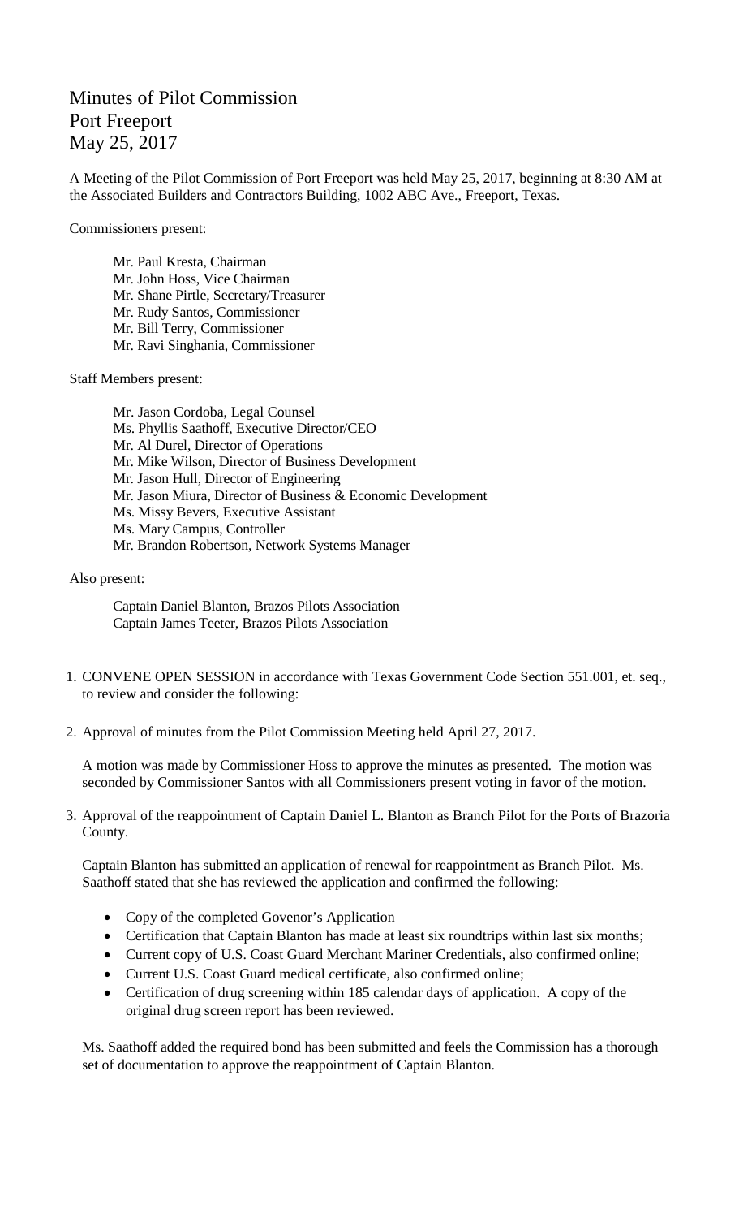# Minutes of Pilot Commission
# Port Freeport
# May 25, 2017

A Meeting of the Pilot Commission of Port Freeport was held May 25, 2017, beginning at 8:30 AM at the Associated Builders and Contractors Building, 1002 ABC Ave., Freeport, Texas.

Commissioners present:

Mr. Paul Kresta, Chairman
Mr. John Hoss, Vice Chairman
Mr. Shane Pirtle, Secretary/Treasurer
Mr. Rudy Santos, Commissioner
Mr. Bill Terry, Commissioner
Mr. Ravi Singhania, Commissioner

Staff Members present:

Mr. Jason Cordoba, Legal Counsel
Ms. Phyllis Saathoff, Executive Director/CEO
Mr. Al Durel, Director of Operations
Mr. Mike Wilson, Director of Business Development
Mr. Jason Hull, Director of Engineering
Mr. Jason Miura, Director of Business & Economic Development
Ms. Missy Bevers, Executive Assistant
Ms. Mary Campus, Controller
Mr. Brandon Robertson, Network Systems Manager

Also present:

Captain Daniel Blanton, Brazos Pilots Association
Captain James Teeter, Brazos Pilots Association

1. CONVENE OPEN SESSION in accordance with Texas Government Code Section 551.001, et. seq., to review and consider the following:

2. Approval of minutes from the Pilot Commission Meeting held April 27, 2017.

   A motion was made by Commissioner Hoss to approve the minutes as presented. The motion was seconded by Commissioner Santos with all Commissioners present voting in favor of the motion.

3. Approval of the reappointment of Captain Daniel L. Blanton as Branch Pilot for the Ports of Brazoria County.

   Captain Blanton has submitted an application of renewal for reappointment as Branch Pilot. Ms. Saathoff stated that she has reviewed the application and confirmed the following:

   - Copy of the completed Govenor's Application
   - Certification that Captain Blanton has made at least six roundtrips within last six months;
   - Current copy of U.S. Coast Guard Merchant Mariner Credentials, also confirmed online;
   - Current U.S. Coast Guard medical certificate, also confirmed online;
   - Certification of drug screening within 185 calendar days of application. A copy of the original drug screen report has been reviewed.

   Ms. Saathoff added the required bond has been submitted and feels the Commission has a thorough set of documentation to approve the reappointment of Captain Blanton.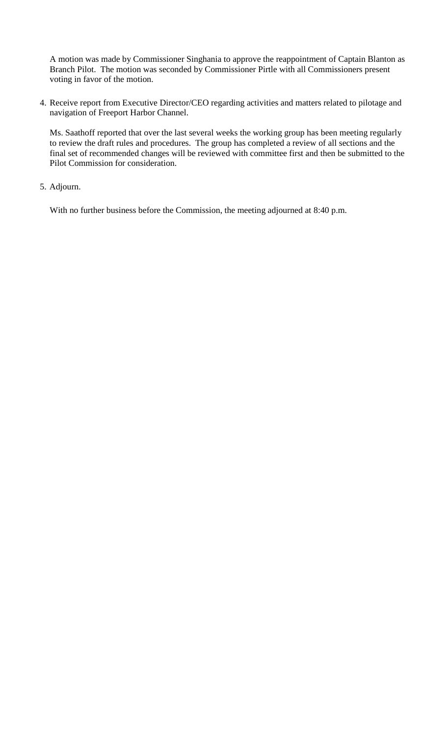A motion was made by Commissioner Singhania to approve the reappointment of Captain Blanton as Branch Pilot. The motion was seconded by Commissioner Pirtle with all Commissioners present voting in favor of the motion.

4. Receive report from Executive Director/CEO regarding activities and matters related to pilotage and navigation of Freeport Harbor Channel.

   Ms. Saathoff reported that over the last several weeks the working group has been meeting regularly to review the draft rules and procedures. The group has completed a review of all sections and the final set of recommended changes will be reviewed with committee first and then be submitted to the Pilot Commission for consideration.

5. Adjourn.

   With no further business before the Commission, the meeting adjourned at 8:40 p.m.